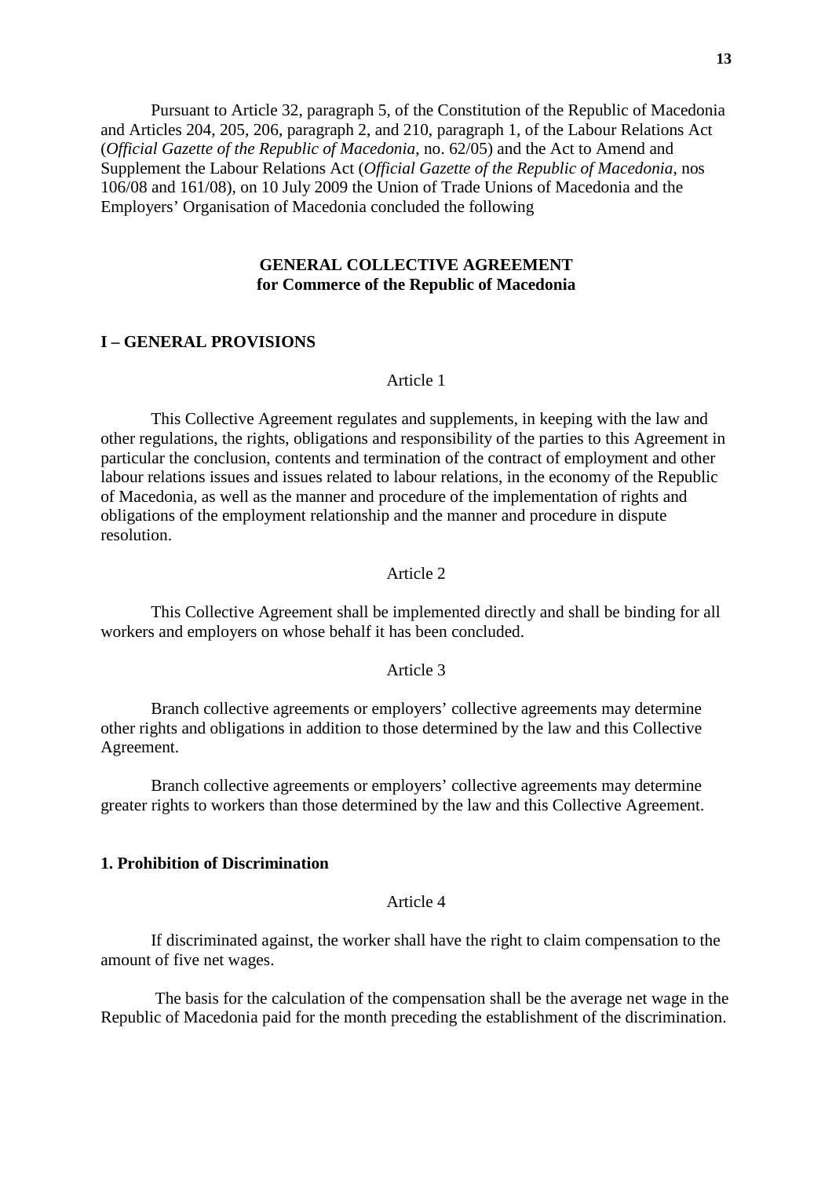Pursuant to Article 32, paragraph 5, of the Constitution of the Republic of Macedonia and Articles 204, 205, 206, paragraph 2, and 210, paragraph 1, of the Labour Relations Act (*Official Gazette of the Republic of Macedonia*, no. 62/05) and the Act to Amend and Supplement the Labour Relations Act (*Official Gazette of the Republic of Macedonia*, nos 106/08 and 161/08), on 10 July 2009 the Union of Trade Unions of Macedonia and the Employers' Organisation of Macedonia concluded the following

# GENERAL COLLECTIVE AGREEMENT for Commerce of the Republic of Macedonia

## I – GENERAL PROVISIONS

Article 1

This Collective Agreement regulates and supplements, in keeping with the law and other regulations, the rights, obligations and responsibility of the parties to this Agreement in particular the conclusion, contents and termination of the contract of employment and other labour relations issues and issues related to labour relations, in the economy of the Republic of Macedonia, as well as the manner and procedure of the implementation of rights and obligations of the employment relationship and the manner and procedure in dispute resolution.

Article 2

This Collective Agreement shall be implemented directly and shall be binding for all workers and employers on whose behalf it has been concluded.

Article 3

Branch collective agreements or employers' collective agreements may determine other rights and obligations in addition to those determined by the law and this Collective Agreement.

Branch collective agreements or employers' collective agreements may determine greater rights to workers than those determined by the law and this Collective Agreement.

### 1. Prohibition of Discrimination

Article 4

If discriminated against, the worker shall have the right to claim compensation to the amount of five net wages.

The basis for the calculation of the compensation shall be the average net wage in the Republic of Macedonia paid for the month preceding the establishment of the discrimination.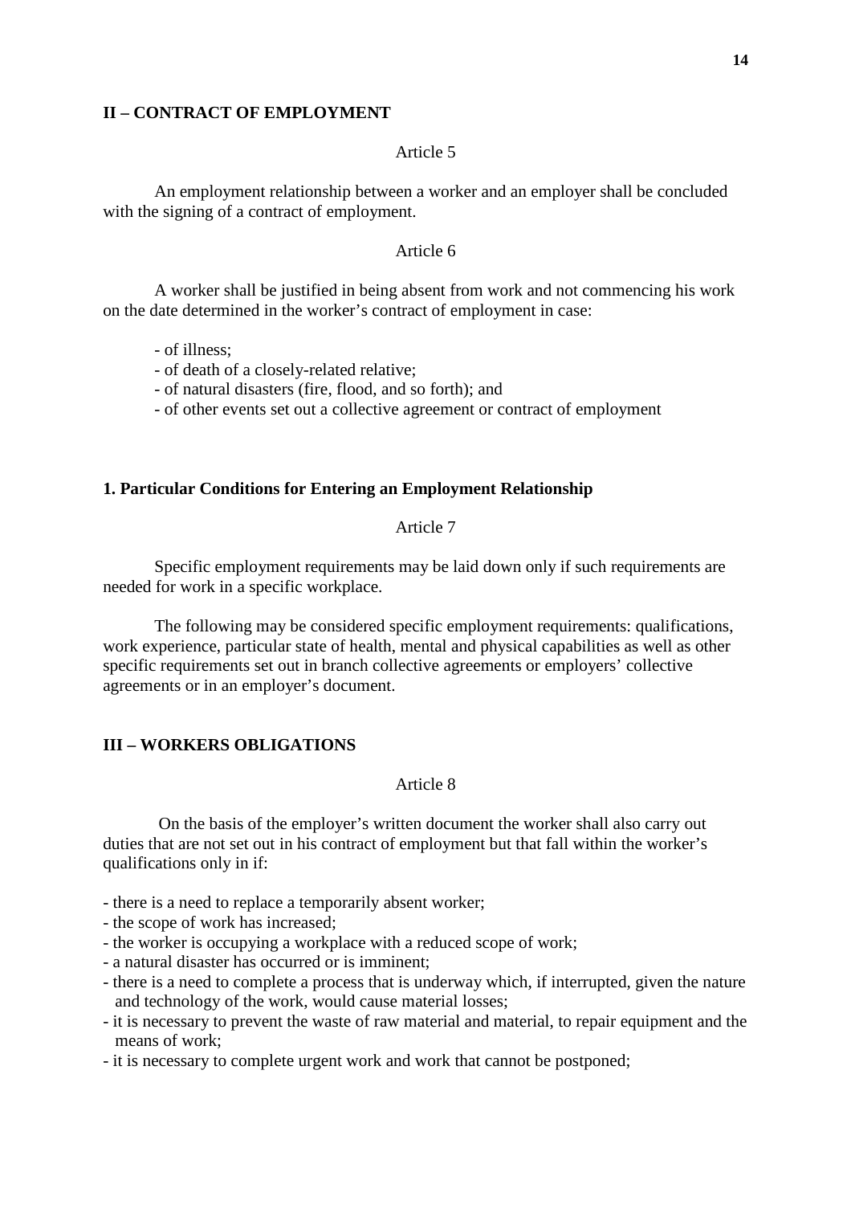## II – CONTRACT OF EMPLOYMENT

Article 5

An employment relationship between a worker and an employer shall be concluded with the signing of a contract of employment.

Article 6

A worker shall be justified in being absent from work and not commencing his work on the date determined in the worker's contract of employment in case:

- of illness;
- of death of a closely-related relative;
- of natural disasters (fire, flood, and so forth); and
- of other events set out a collective agreement or contract of employment

### 1. Particular Conditions for Entering an Employment Relationship

Article 7

Specific employment requirements may be laid down only if such requirements are needed for work in a specific workplace.

The following may be considered specific employment requirements: qualifications, work experience, particular state of health, mental and physical capabilities as well as other specific requirements set out in branch collective agreements or employers' collective agreements or in an employer's document.

## III – WORKERS OBLIGATIONS

Article 8

On the basis of the employer's written document the worker shall also carry out duties that are not set out in his contract of employment but that fall within the worker's qualifications only in if:

- there is a need to replace a temporarily absent worker;
- the scope of work has increased;
- the worker is occupying a workplace with a reduced scope of work;
- a natural disaster has occurred or is imminent;
- there is a need to complete a process that is underway which, if interrupted, given the nature and technology of the work, would cause material losses;
- it is necessary to prevent the waste of raw material and material, to repair equipment and the means of work;
- it is necessary to complete urgent work and work that cannot be postponed;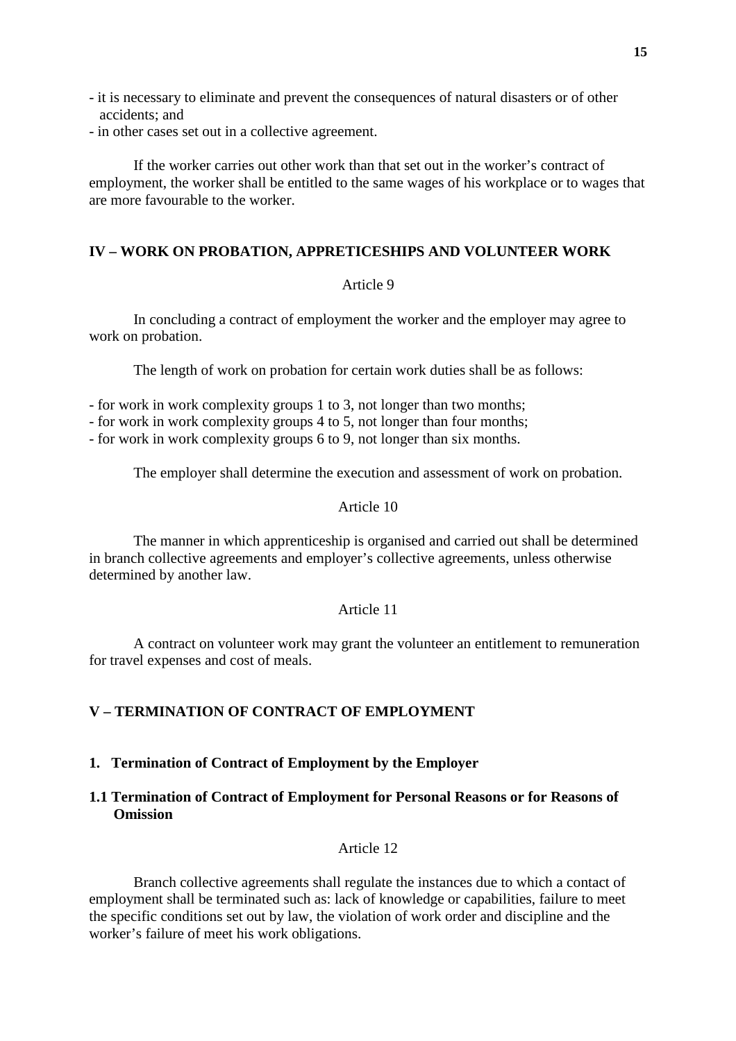- it is necessary to eliminate and prevent the consequences of natural disasters or of other accidents; and
- in other cases set out in a collective agreement.

If the worker carries out other work than that set out in the worker's contract of employment, the worker shall be entitled to the same wages of his workplace or to wages that are more favourable to the worker.

## IV – WORK ON PROBATION, APPRETICESHIPS AND VOLUNTEER WORK

Article 9

In concluding a contract of employment the worker and the employer may agree to work on probation.

The length of work on probation for certain work duties shall be as follows:

- for work in work complexity groups 1 to 3, not longer than two months;
- for work in work complexity groups 4 to 5, not longer than four months;
- for work in work complexity groups 6 to 9, not longer than six months.

The employer shall determine the execution and assessment of work on probation.

Article 10

The manner in which apprenticeship is organised and carried out shall be determined in branch collective agreements and employer's collective agreements, unless otherwise determined by another law.

Article 11

A contract on volunteer work may grant the volunteer an entitlement to remuneration for travel expenses and cost of meals.

## V – TERMINATION OF CONTRACT OF EMPLOYMENT

### 1. Termination of Contract of Employment by the Employer

### 1.1 Termination of Contract of Employment for Personal Reasons or for Reasons of Omission

Article 12

Branch collective agreements shall regulate the instances due to which a contact of employment shall be terminated such as: lack of knowledge or capabilities, failure to meet the specific conditions set out by law, the violation of work order and discipline and the worker's failure of meet his work obligations.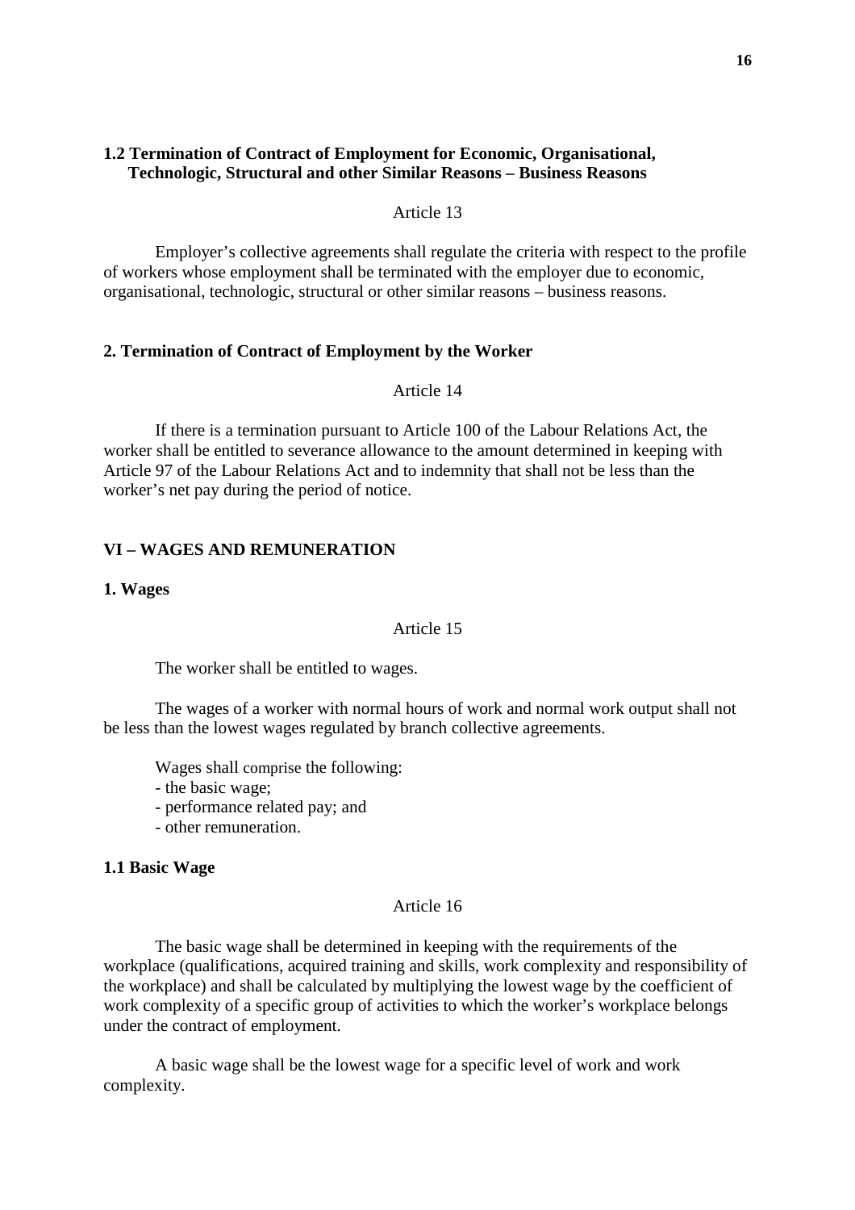### 1.2 Termination of Contract of Employment for Economic, Organisational, Technologic, Structural and other Similar Reasons – Business Reasons

Article 13

Employer's collective agreements shall regulate the criteria with respect to the profile of workers whose employment shall be terminated with the employer due to economic, organisational, technologic, structural or other similar reasons – business reasons.

### 2. Termination of Contract of Employment by the Worker

Article 14

If there is a termination pursuant to Article 100 of the Labour Relations Act, the worker shall be entitled to severance allowance to the amount determined in keeping with Article 97 of the Labour Relations Act and to indemnity that shall not be less than the worker's net pay during the period of notice.

## VI – WAGES AND REMUNERATION

### 1. Wages

Article 15

The worker shall be entitled to wages.

The wages of a worker with normal hours of work and normal work output shall not be less than the lowest wages regulated by branch collective agreements.

Wages shall comprise the following:
- the basic wage;
- performance related pay; and
- other remuneration.

### 1.1 Basic Wage

Article 16

The basic wage shall be determined in keeping with the requirements of the workplace (qualifications, acquired training and skills, work complexity and responsibility of the workplace) and shall be calculated by multiplying the lowest wage by the coefficient of work complexity of a specific group of activities to which the worker's workplace belongs under the contract of employment.

A basic wage shall be the lowest wage for a specific level of work and work complexity.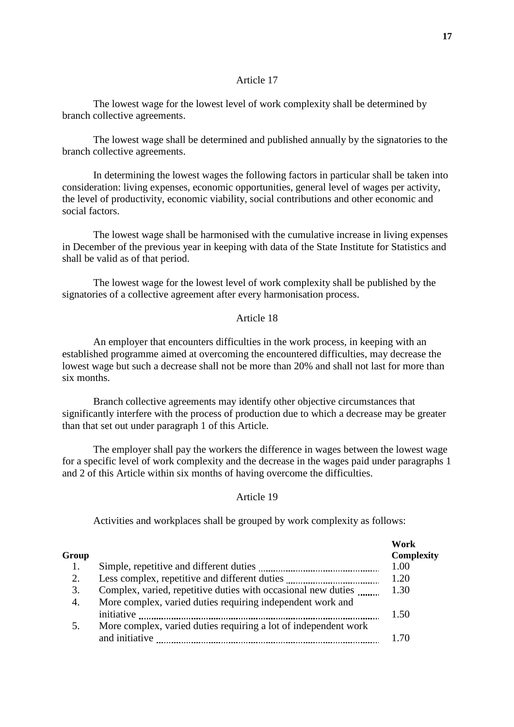### Article 17

The lowest wage for the lowest level of work complexity shall be determined by branch collective agreements.

The lowest wage shall be determined and published annually by the signatories to the branch collective agreements.

In determining the lowest wages the following factors in particular shall be taken into consideration: living expenses, economic opportunities, general level of wages per activity, the level of productivity, economic viability, social contributions and other economic and social factors.

The lowest wage shall be harmonised with the cumulative increase in living expenses in December of the previous year in keeping with data of the State Institute for Statistics and shall be valid as of that period.

The lowest wage for the lowest level of work complexity shall be published by the signatories of a collective agreement after every harmonisation process.

### Article 18

An employer that encounters difficulties in the work process, in keeping with an established programme aimed at overcoming the encountered difficulties, may decrease the lowest wage but such a decrease shall not be more than 20% and shall not last for more than six months.

Branch collective agreements may identify other objective circumstances that significantly interfere with the process of production due to which a decrease may be greater than that set out under paragraph 1 of this Article.

The employer shall pay the workers the difference in wages between the lowest wage for a specific level of work complexity and the decrease in the wages paid under paragraphs 1 and 2 of this Article within six months of having overcome the difficulties.

### Article 19

Activities and workplaces shall be grouped by work complexity as follows:

| **Group** | | **Work Complexity** |
|---|---|---|
| 1. | Simple, repetitive and different duties | 1.00 |
| 2. | Less complex, repetitive and different duties | 1.20 |
| 3. | Complex, varied, repetitive duties with occasional new duties | 1.30 |
| 4. | More complex, varied duties requiring independent work and initiative | 1.50 |
| 5. | More complex, varied duties requiring a lot of independent work and initiative | 1.70 |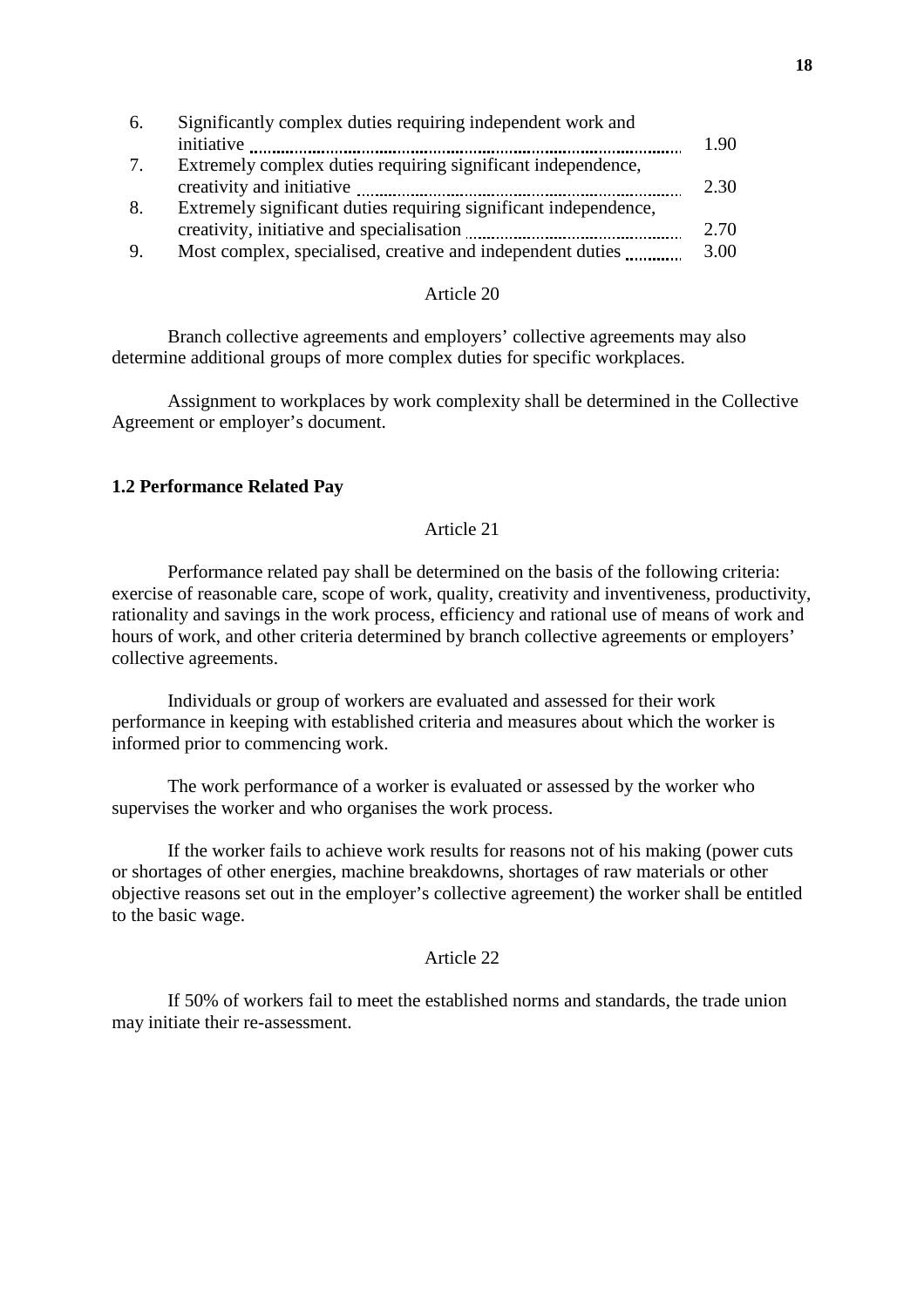| | | |
|---|---|---|
| 6. | Significantly complex duties requiring independent work and initiative | 1.90 |
| 7. | Extremely complex duties requiring significant independence, creativity and initiative | 2.30 |
| 8. | Extremely significant duties requiring significant independence, creativity, initiative and specialisation | 2.70 |
| 9. | Most complex, specialised, creative and independent duties | 3.00 |

Article 20

Branch collective agreements and employers' collective agreements may also determine additional groups of more complex duties for specific workplaces.

Assignment to workplaces by work complexity shall be determined in the Collective Agreement or employer's document.

### 1.2 Performance Related Pay

Article 21

Performance related pay shall be determined on the basis of the following criteria: exercise of reasonable care, scope of work, quality, creativity and inventiveness, productivity, rationality and savings in the work process, efficiency and rational use of means of work and hours of work, and other criteria determined by branch collective agreements or employers' collective agreements.

Individuals or group of workers are evaluated and assessed for their work performance in keeping with established criteria and measures about which the worker is informed prior to commencing work.

The work performance of a worker is evaluated or assessed by the worker who supervises the worker and who organises the work process.

If the worker fails to achieve work results for reasons not of his making (power cuts or shortages of other energies, machine breakdowns, shortages of raw materials or other objective reasons set out in the employer's collective agreement) the worker shall be entitled to the basic wage.

Article 22

If 50% of workers fail to meet the established norms and standards, the trade union may initiate their re-assessment.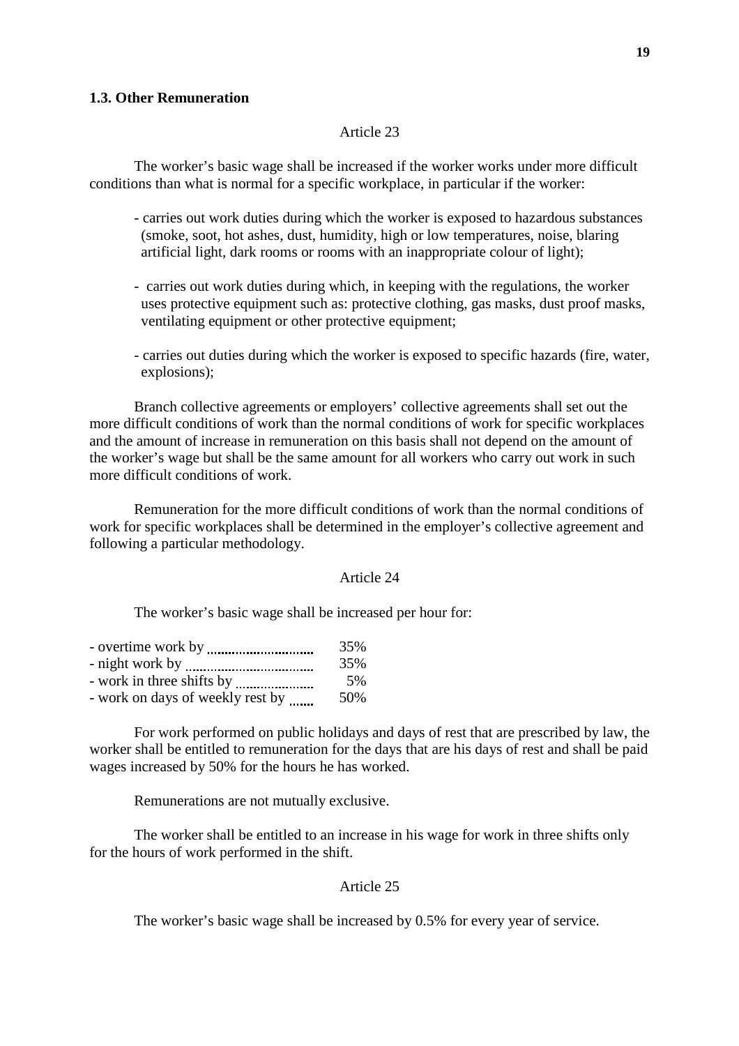### 1.3. Other Remuneration

Article 23

The worker's basic wage shall be increased if the worker works under more difficult conditions than what is normal for a specific workplace, in particular if the worker:

- carries out work duties during which the worker is exposed to hazardous substances (smoke, soot, hot ashes, dust, humidity, high or low temperatures, noise, blaring artificial light, dark rooms or rooms with an inappropriate colour of light);
- carries out work duties during which, in keeping with the regulations, the worker uses protective equipment such as: protective clothing, gas masks, dust proof masks, ventilating equipment or other protective equipment;
- carries out duties during which the worker is exposed to specific hazards (fire, water, explosions);

Branch collective agreements or employers' collective agreements shall set out the more difficult conditions of work than the normal conditions of work for specific workplaces and the amount of increase in remuneration on this basis shall not depend on the amount of the worker's wage but shall be the same amount for all workers who carry out work in such more difficult conditions of work.

Remuneration for the more difficult conditions of work than the normal conditions of work for specific workplaces shall be determined in the employer's collective agreement and following a particular methodology.

Article 24

The worker's basic wage shall be increased per hour for:

- overtime work by .............................. 35%
- night work by .................................... 35%
- work in three shifts by ...................... 5%
- work on days of weekly rest by ....... 50%

For work performed on public holidays and days of rest that are prescribed by law, the worker shall be entitled to remuneration for the days that are his days of rest and shall be paid wages increased by 50% for the hours he has worked.

Remunerations are not mutually exclusive.

The worker shall be entitled to an increase in his wage for work in three shifts only for the hours of work performed in the shift.

Article 25

The worker's basic wage shall be increased by 0.5% for every year of service.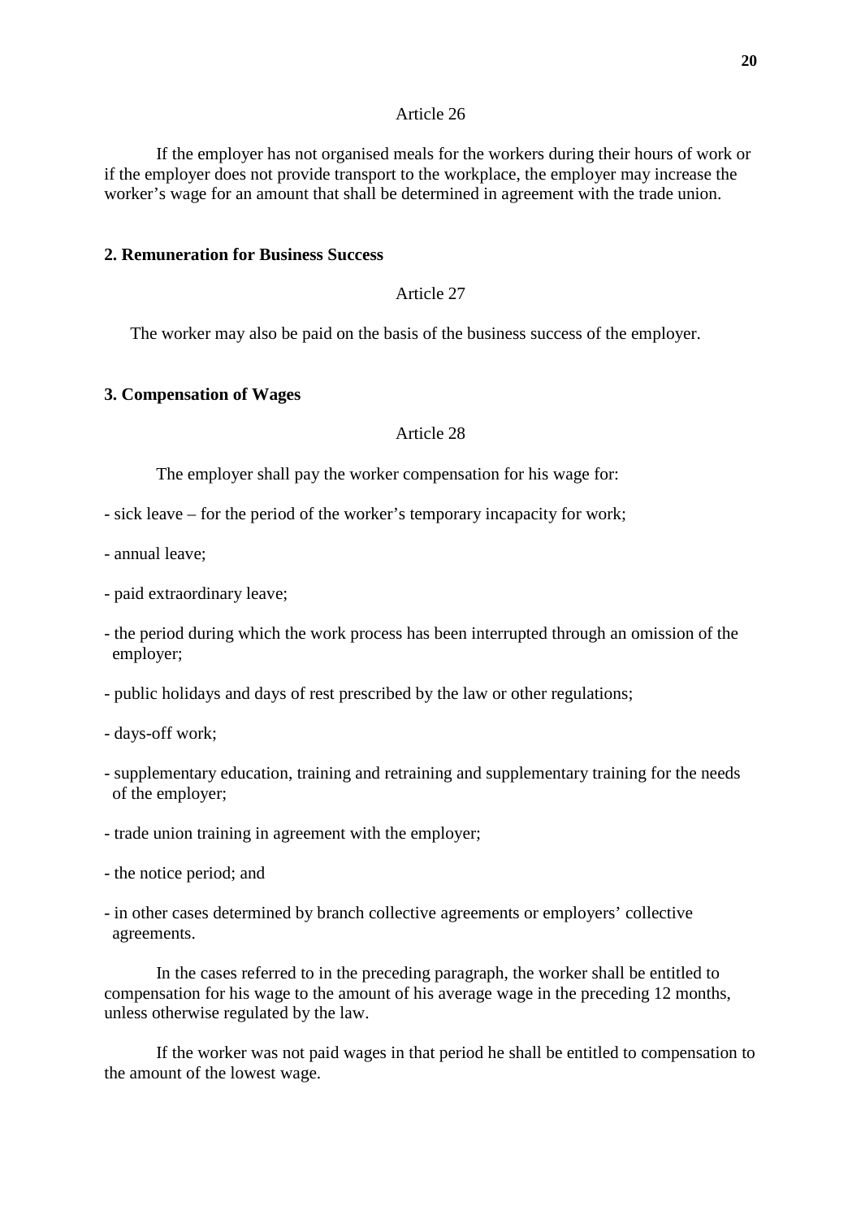Article 26

If the employer has not organised meals for the workers during their hours of work or if the employer does not provide transport to the workplace, the employer may increase the worker's wage for an amount that shall be determined in agreement with the trade union.

**2. Remuneration for Business Success**

Article 27

The worker may also be paid on the basis of the business success of the employer.

**3. Compensation of Wages**

Article 28

The employer shall pay the worker compensation for his wage for:

- sick leave – for the period of the worker's temporary incapacity for work;
- annual leave;
- paid extraordinary leave;
- the period during which the work process has been interrupted through an omission of the employer;
- public holidays and days of rest prescribed by the law or other regulations;
- days-off work;
- supplementary education, training and retraining and supplementary training for the needs of the employer;
- trade union training in agreement with the employer;
- the notice period; and
- in other cases determined by branch collective agreements or employers' collective agreements.

In the cases referred to in the preceding paragraph, the worker shall be entitled to compensation for his wage to the amount of his average wage in the preceding 12 months, unless otherwise regulated by the law.

If the worker was not paid wages in that period he shall be entitled to compensation to the amount of the lowest wage.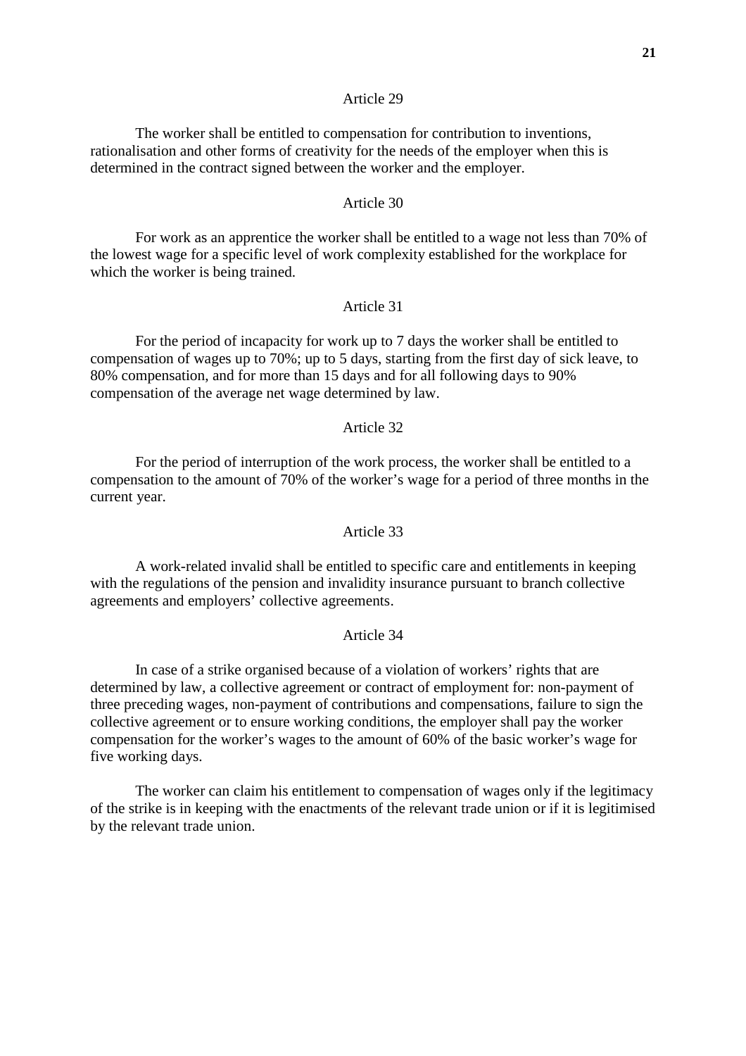### Article 29

The worker shall be entitled to compensation for contribution to inventions, rationalisation and other forms of creativity for the needs of the employer when this is determined in the contract signed between the worker and the employer.

### Article 30

For work as an apprentice the worker shall be entitled to a wage not less than 70% of the lowest wage for a specific level of work complexity established for the workplace for which the worker is being trained.

### Article 31

For the period of incapacity for work up to 7 days the worker shall be entitled to compensation of wages up to 70%; up to 5 days, starting from the first day of sick leave, to 80% compensation, and for more than 15 days and for all following days to 90% compensation of the average net wage determined by law.

### Article 32

For the period of interruption of the work process, the worker shall be entitled to a compensation to the amount of 70% of the worker's wage for a period of three months in the current year.

### Article 33

A work-related invalid shall be entitled to specific care and entitlements in keeping with the regulations of the pension and invalidity insurance pursuant to branch collective agreements and employers' collective agreements.

### Article 34

In case of a strike organised because of a violation of workers' rights that are determined by law, a collective agreement or contract of employment for: non-payment of three preceding wages, non-payment of contributions and compensations, failure to sign the collective agreement or to ensure working conditions, the employer shall pay the worker compensation for the worker's wages to the amount of 60% of the basic worker's wage for five working days.

The worker can claim his entitlement to compensation of wages only if the legitimacy of the strike is in keeping with the enactments of the relevant trade union or if it is legitimised by the relevant trade union.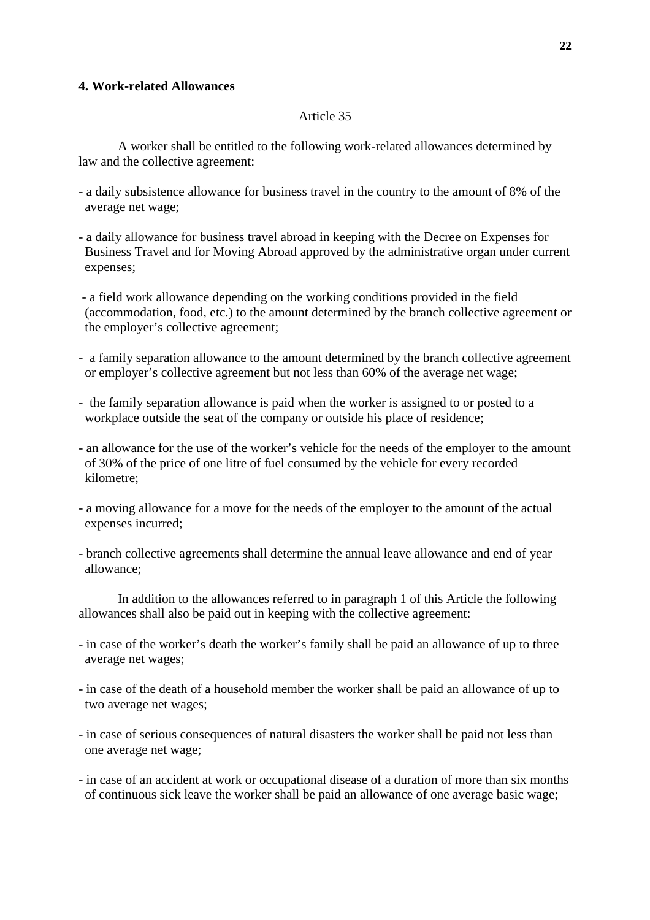#### 4. Work-related Allowances

Article 35

A worker shall be entitled to the following work-related allowances determined by law and the collective agreement:

- a daily subsistence allowance for business travel in the country to the amount of 8% of the average net wage;
- a daily allowance for business travel abroad in keeping with the Decree on Expenses for Business Travel and for Moving Abroad approved by the administrative organ under current expenses;
- a field work allowance depending on the working conditions provided in the field (accommodation, food, etc.) to the amount determined by the branch collective agreement or the employer's collective agreement;
- a family separation allowance to the amount determined by the branch collective agreement or employer's collective agreement but not less than 60% of the average net wage;
- the family separation allowance is paid when the worker is assigned to or posted to a workplace outside the seat of the company or outside his place of residence;
- an allowance for the use of the worker's vehicle for the needs of the employer to the amount of 30% of the price of one litre of fuel consumed by the vehicle for every recorded kilometre;
- a moving allowance for a move for the needs of the employer to the amount of the actual expenses incurred;
- branch collective agreements shall determine the annual leave allowance and end of year allowance;

In addition to the allowances referred to in paragraph 1 of this Article the following allowances shall also be paid out in keeping with the collective agreement:

- in case of the worker's death the worker's family shall be paid an allowance of up to three average net wages;
- in case of the death of a household member the worker shall be paid an allowance of up to two average net wages;
- in case of serious consequences of natural disasters the worker shall be paid not less than one average net wage;
- in case of an accident at work or occupational disease of a duration of more than six months of continuous sick leave the worker shall be paid an allowance of one average basic wage;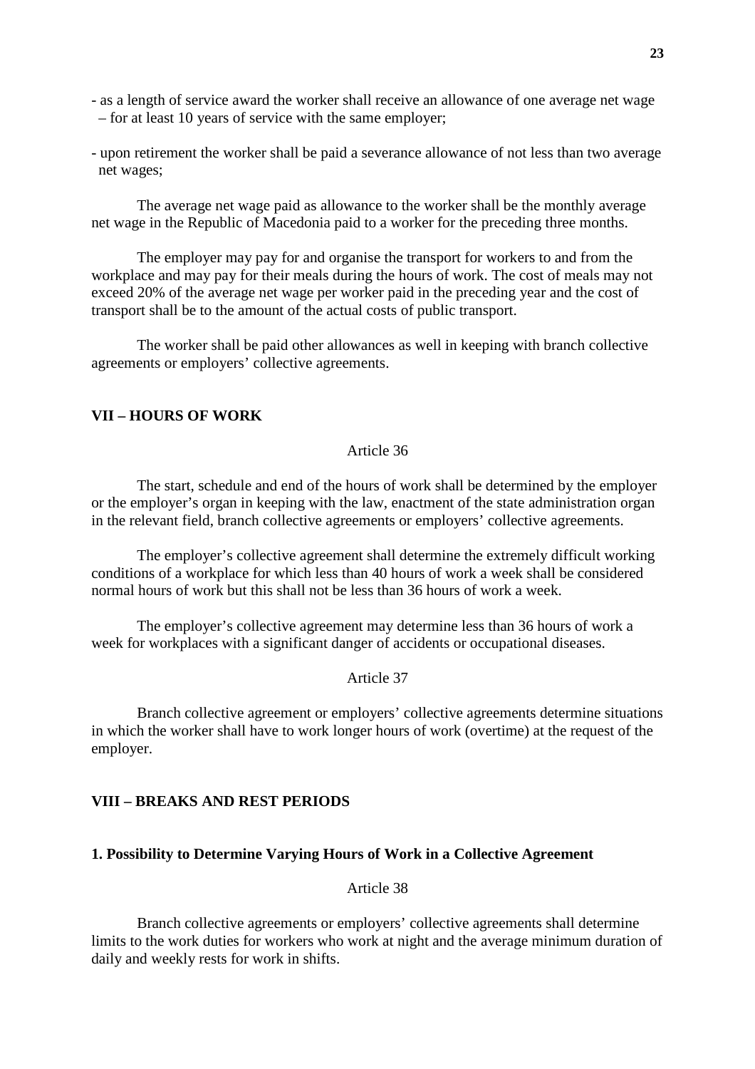- as a length of service award the worker shall receive an allowance of one average net wage – for at least 10 years of service with the same employer;

- upon retirement the worker shall be paid a severance allowance of not less than two average net wages;

The average net wage paid as allowance to the worker shall be the monthly average net wage in the Republic of Macedonia paid to a worker for the preceding three months.

The employer may pay for and organise the transport for workers to and from the workplace and may pay for their meals during the hours of work. The cost of meals may not exceed 20% of the average net wage per worker paid in the preceding year and the cost of transport shall be to the amount of the actual costs of public transport.

The worker shall be paid other allowances as well in keeping with branch collective agreements or employers' collective agreements.

## VII – HOURS OF WORK

### Article 36

The start, schedule and end of the hours of work shall be determined by the employer or the employer's organ in keeping with the law, enactment of the state administration organ in the relevant field, branch collective agreements or employers' collective agreements.

The employer's collective agreement shall determine the extremely difficult working conditions of a workplace for which less than 40 hours of work a week shall be considered normal hours of work but this shall not be less than 36 hours of work a week.

The employer's collective agreement may determine less than 36 hours of work a week for workplaces with a significant danger of accidents or occupational diseases.

### Article 37

Branch collective agreement or employers' collective agreements determine situations in which the worker shall have to work longer hours of work (overtime) at the request of the employer.

## VIII – BREAKS AND REST PERIODS

### 1. Possibility to Determine Varying Hours of Work in a Collective Agreement

### Article 38

Branch collective agreements or employers' collective agreements shall determine limits to the work duties for workers who work at night and the average minimum duration of daily and weekly rests for work in shifts.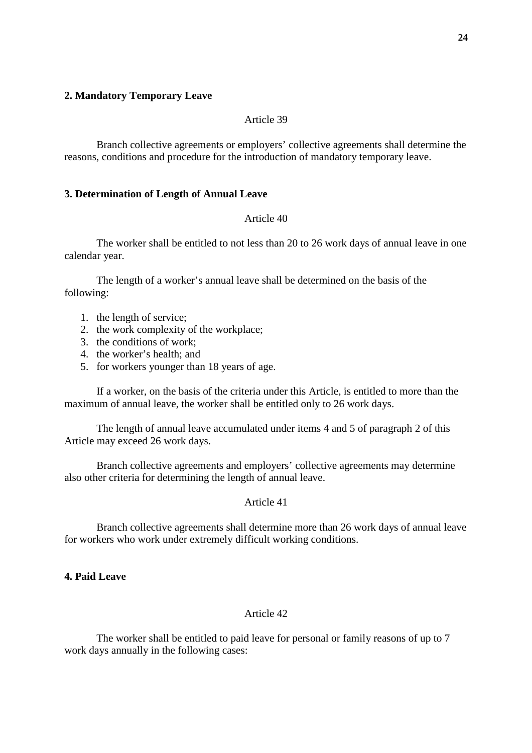## 2. Mandatory Temporary Leave

Article 39

Branch collective agreements or employers' collective agreements shall determine the reasons, conditions and procedure for the introduction of mandatory temporary leave.

## 3. Determination of Length of Annual Leave

Article 40

The worker shall be entitled to not less than 20 to 26 work days of annual leave in one calendar year.

The length of a worker's annual leave shall be determined on the basis of the following:

1. the length of service;
2. the work complexity of the workplace;
3. the conditions of work;
4. the worker's health; and
5. for workers younger than 18 years of age.

If a worker, on the basis of the criteria under this Article, is entitled to more than the maximum of annual leave, the worker shall be entitled only to 26 work days.

The length of annual leave accumulated under items 4 and 5 of paragraph 2 of this Article may exceed 26 work days.

Branch collective agreements and employers' collective agreements may determine also other criteria for determining the length of annual leave.

Article 41

Branch collective agreements shall determine more than 26 work days of annual leave for workers who work under extremely difficult working conditions.

## 4. Paid Leave

Article 42

The worker shall be entitled to paid leave for personal or family reasons of up to 7 work days annually in the following cases: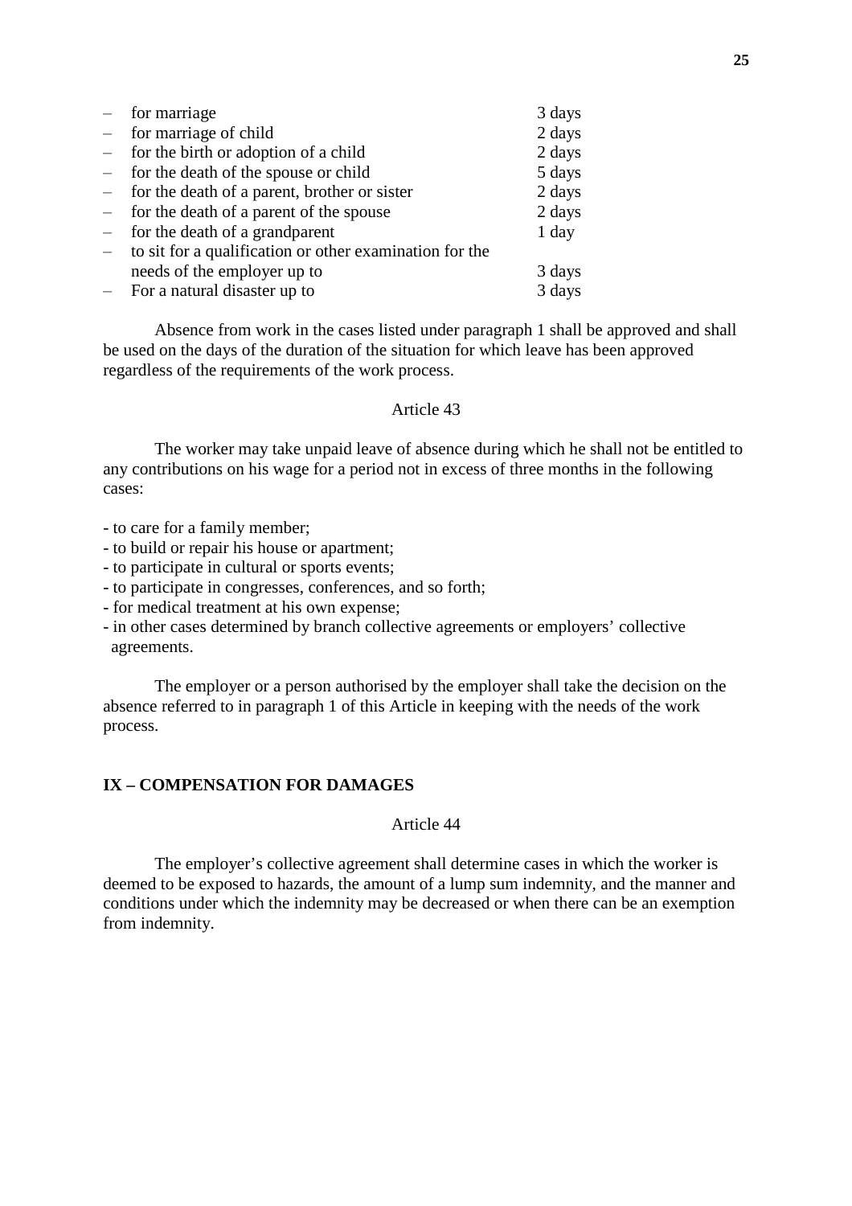- for marriage 3 days
- for marriage of child 2 days
- for the birth or adoption of a child 2 days
- for the death of the spouse or child 5 days
- for the death of a parent, brother or sister 2 days
- for the death of a parent of the spouse 2 days
- for the death of a grandparent 1 day
- to sit for a qualification or other examination for the needs of the employer up to 3 days
- For a natural disaster up to 3 days

Absence from work in the cases listed under paragraph 1 shall be approved and shall be used on the days of the duration of the situation for which leave has been approved regardless of the requirements of the work process.

Article 43

The worker may take unpaid leave of absence during which he shall not be entitled to any contributions on his wage for a period not in excess of three months in the following cases:

- to care for a family member;
- to build or repair his house or apartment;
- to participate in cultural or sports events;
- to participate in congresses, conferences, and so forth;
- for medical treatment at his own expense;
- in other cases determined by branch collective agreements or employers' collective agreements.

The employer or a person authorised by the employer shall take the decision on the absence referred to in paragraph 1 of this Article in keeping with the needs of the work process.

## IX – COMPENSATION FOR DAMAGES

Article 44

The employer's collective agreement shall determine cases in which the worker is deemed to be exposed to hazards, the amount of a lump sum indemnity, and the manner and conditions under which the indemnity may be decreased or when there can be an exemption from indemnity.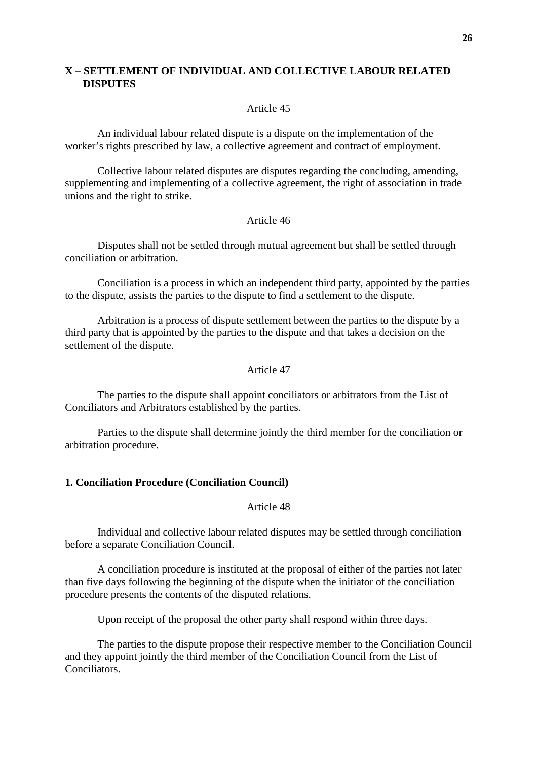## X – SETTLEMENT OF INDIVIDUAL AND COLLECTIVE LABOUR RELATED DISPUTES

Article 45

An individual labour related dispute is a dispute on the implementation of the worker's rights prescribed by law, a collective agreement and contract of employment.

Collective labour related disputes are disputes regarding the concluding, amending, supplementing and implementing of a collective agreement, the right of association in trade unions and the right to strike.

Article 46

Disputes shall not be settled through mutual agreement but shall be settled through conciliation or arbitration.

Conciliation is a process in which an independent third party, appointed by the parties to the dispute, assists the parties to the dispute to find a settlement to the dispute.

Arbitration is a process of dispute settlement between the parties to the dispute by a third party that is appointed by the parties to the dispute and that takes a decision on the settlement of the dispute.

Article 47

The parties to the dispute shall appoint conciliators or arbitrators from the List of Conciliators and Arbitrators established by the parties.

Parties to the dispute shall determine jointly the third member for the conciliation or arbitration procedure.

### 1. Conciliation Procedure (Conciliation Council)

Article 48

Individual and collective labour related disputes may be settled through conciliation before a separate Conciliation Council.

A conciliation procedure is instituted at the proposal of either of the parties not later than five days following the beginning of the dispute when the initiator of the conciliation procedure presents the contents of the disputed relations.

Upon receipt of the proposal the other party shall respond within three days.

The parties to the dispute propose their respective member to the Conciliation Council and they appoint jointly the third member of the Conciliation Council from the List of Conciliators.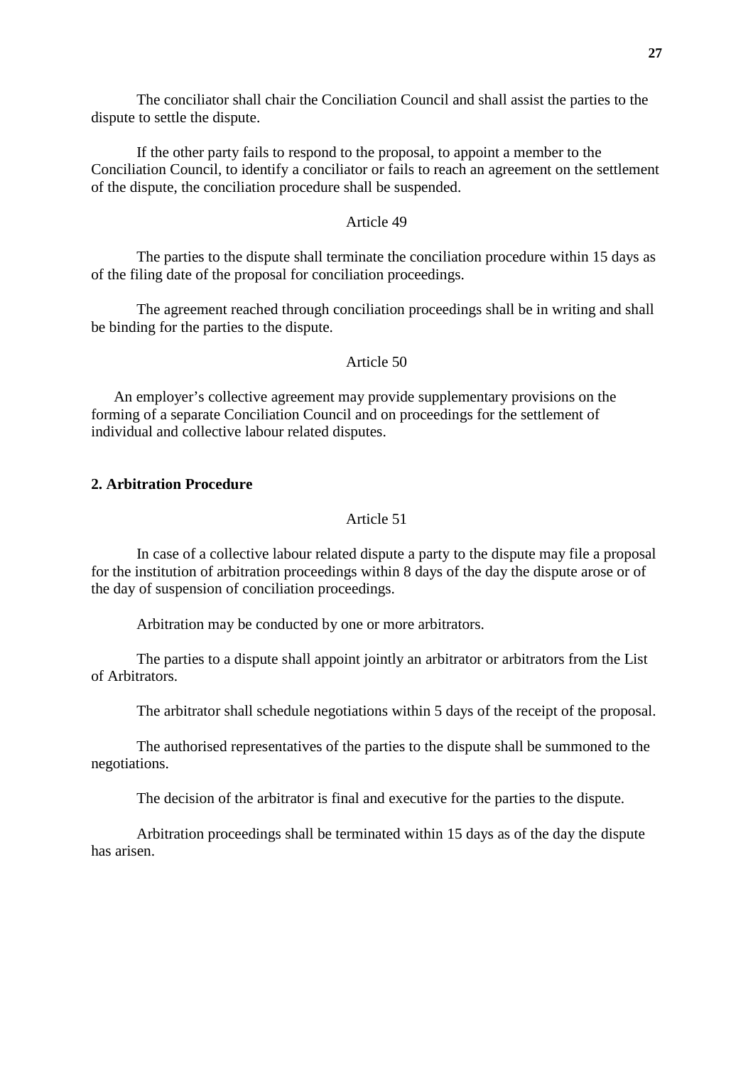The conciliator shall chair the Conciliation Council and shall assist the parties to the dispute to settle the dispute.

If the other party fails to respond to the proposal, to appoint a member to the Conciliation Council, to identify a conciliator or fails to reach an agreement on the settlement of the dispute, the conciliation procedure shall be suspended.

Article 49

The parties to the dispute shall terminate the conciliation procedure within 15 days as of the filing date of the proposal for conciliation proceedings.

The agreement reached through conciliation proceedings shall be in writing and shall be binding for the parties to the dispute.

Article 50

An employer’s collective agreement may provide supplementary provisions on the forming of a separate Conciliation Council and on proceedings for the settlement of individual and collective labour related disputes.

**2. Arbitration Procedure**

Article 51

In case of a collective labour related dispute a party to the dispute may file a proposal for the institution of arbitration proceedings within 8 days of the day the dispute arose or of the day of suspension of conciliation proceedings.

Arbitration may be conducted by one or more arbitrators.

The parties to a dispute shall appoint jointly an arbitrator or arbitrators from the List of Arbitrators.

The arbitrator shall schedule negotiations within 5 days of the receipt of the proposal.

The authorised representatives of the parties to the dispute shall be summoned to the negotiations.

The decision of the arbitrator is final and executive for the parties to the dispute.

Arbitration proceedings shall be terminated within 15 days as of the day the dispute has arisen.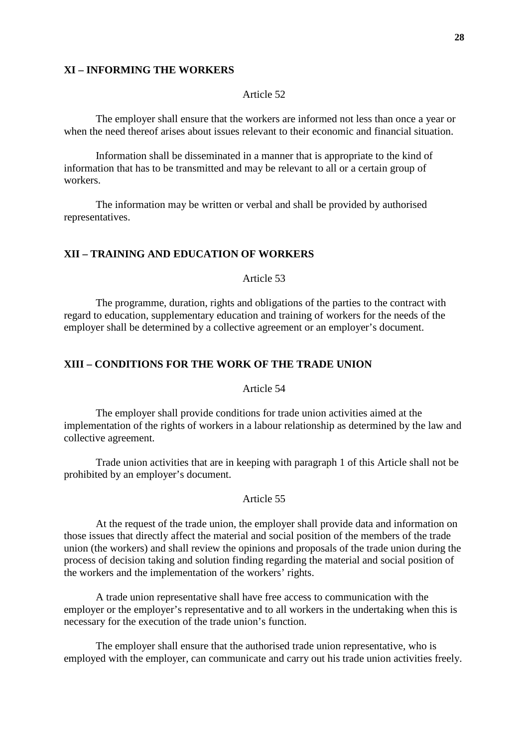## XI – INFORMING THE WORKERS

Article 52

The employer shall ensure that the workers are informed not less than once a year or when the need thereof arises about issues relevant to their economic and financial situation.

Information shall be disseminated in a manner that is appropriate to the kind of information that has to be transmitted and may be relevant to all or a certain group of workers.

The information may be written or verbal and shall be provided by authorised representatives.

## XII – TRAINING AND EDUCATION OF WORKERS

Article 53

The programme, duration, rights and obligations of the parties to the contract with regard to education, supplementary education and training of workers for the needs of the employer shall be determined by a collective agreement or an employer's document.

## XIII – CONDITIONS FOR THE WORK OF THE TRADE UNION

Article 54

The employer shall provide conditions for trade union activities aimed at the implementation of the rights of workers in a labour relationship as determined by the law and collective agreement.

Trade union activities that are in keeping with paragraph 1 of this Article shall not be prohibited by an employer's document.

Article 55

At the request of the trade union, the employer shall provide data and information on those issues that directly affect the material and social position of the members of the trade union (the workers) and shall review the opinions and proposals of the trade union during the process of decision taking and solution finding regarding the material and social position of the workers and the implementation of the workers' rights.

A trade union representative shall have free access to communication with the employer or the employer's representative and to all workers in the undertaking when this is necessary for the execution of the trade union's function.

The employer shall ensure that the authorised trade union representative, who is employed with the employer, can communicate and carry out his trade union activities freely.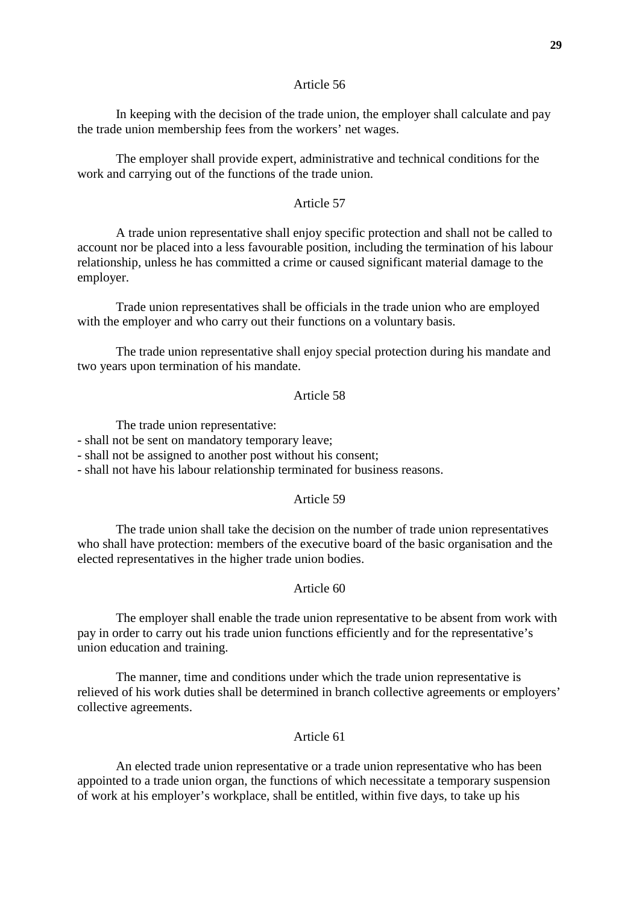### Article 56

In keeping with the decision of the trade union, the employer shall calculate and pay the trade union membership fees from the workers' net wages.

The employer shall provide expert, administrative and technical conditions for the work and carrying out of the functions of the trade union.

### Article 57

A trade union representative shall enjoy specific protection and shall not be called to account nor be placed into a less favourable position, including the termination of his labour relationship, unless he has committed a crime or caused significant material damage to the employer.

Trade union representatives shall be officials in the trade union who are employed with the employer and who carry out their functions on a voluntary basis.

The trade union representative shall enjoy special protection during his mandate and two years upon termination of his mandate.

### Article 58

The trade union representative:
- shall not be sent on mandatory temporary leave;
- shall not be assigned to another post without his consent;
- shall not have his labour relationship terminated for business reasons.

### Article 59

The trade union shall take the decision on the number of trade union representatives who shall have protection: members of the executive board of the basic organisation and the elected representatives in the higher trade union bodies.

### Article 60

The employer shall enable the trade union representative to be absent from work with pay in order to carry out his trade union functions efficiently and for the representative's union education and training.

The manner, time and conditions under which the trade union representative is relieved of his work duties shall be determined in branch collective agreements or employers' collective agreements.

### Article 61

An elected trade union representative or a trade union representative who has been appointed to a trade union organ, the functions of which necessitate a temporary suspension of work at his employer's workplace, shall be entitled, within five days, to take up his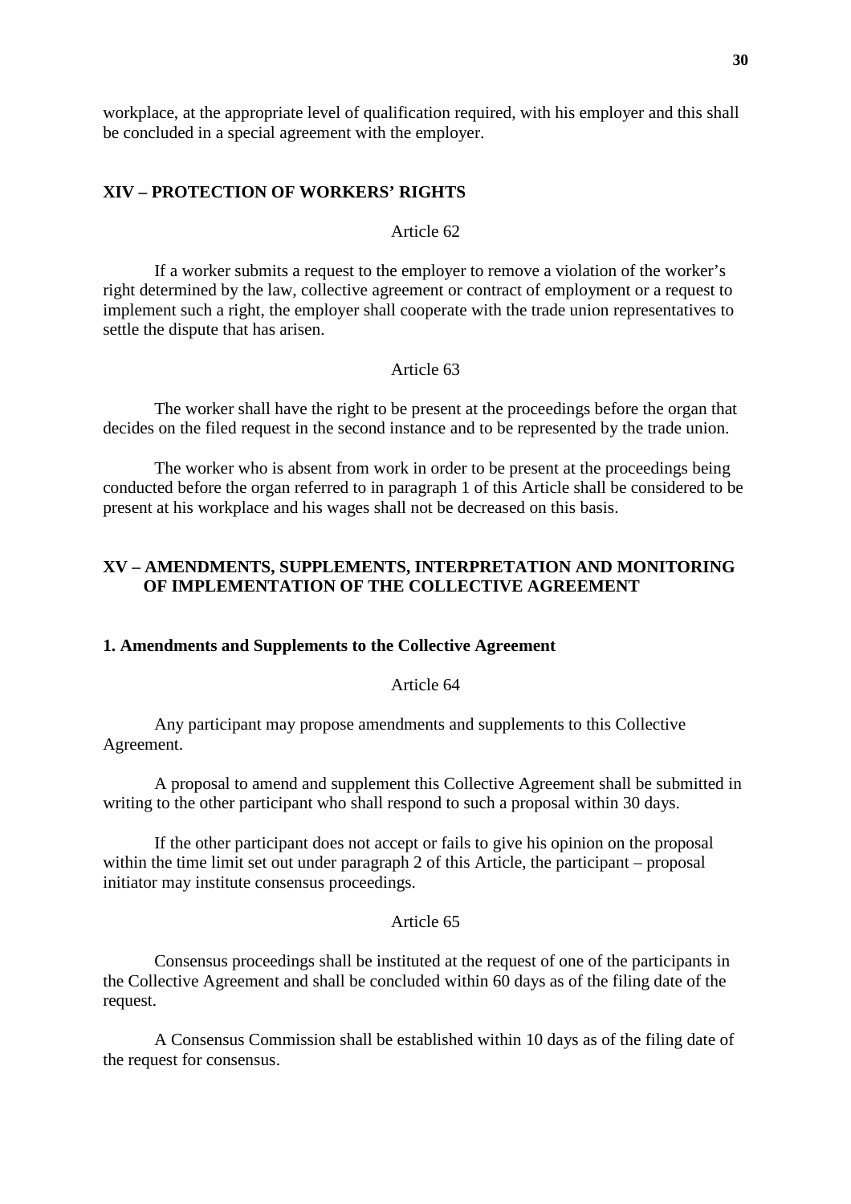workplace, at the appropriate level of qualification required, with his employer and this shall be concluded in a special agreement with the employer.

## XIV – PROTECTION OF WORKERS' RIGHTS

Article 62

If a worker submits a request to the employer to remove a violation of the worker's right determined by the law, collective agreement or contract of employment or a request to implement such a right, the employer shall cooperate with the trade union representatives to settle the dispute that has arisen.

Article 63

The worker shall have the right to be present at the proceedings before the organ that decides on the filed request in the second instance and to be represented by the trade union.

The worker who is absent from work in order to be present at the proceedings being conducted before the organ referred to in paragraph 1 of this Article shall be considered to be present at his workplace and his wages shall not be decreased on this basis.

## XV – AMENDMENTS, SUPPLEMENTS, INTERPRETATION AND MONITORING OF IMPLEMENTATION OF THE COLLECTIVE AGREEMENT

### 1. Amendments and Supplements to the Collective Agreement

Article 64

Any participant may propose amendments and supplements to this Collective Agreement.

A proposal to amend and supplement this Collective Agreement shall be submitted in writing to the other participant who shall respond to such a proposal within 30 days.

If the other participant does not accept or fails to give his opinion on the proposal within the time limit set out under paragraph 2 of this Article, the participant – proposal initiator may institute consensus proceedings.

Article 65

Consensus proceedings shall be instituted at the request of one of the participants in the Collective Agreement and shall be concluded within 60 days as of the filing date of the request.

A Consensus Commission shall be established within 10 days as of the filing date of the request for consensus.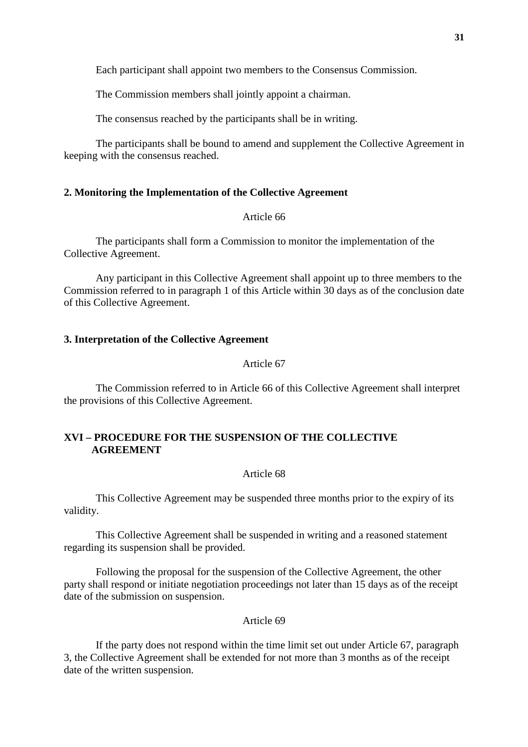Each participant shall appoint two members to the Consensus Commission.

The Commission members shall jointly appoint a chairman.

The consensus reached by the participants shall be in writing.

The participants shall be bound to amend and supplement the Collective Agreement in keeping with the consensus reached.

### 2. Monitoring the Implementation of the Collective Agreement

Article 66

The participants shall form a Commission to monitor the implementation of the Collective Agreement.

Any participant in this Collective Agreement shall appoint up to three members to the Commission referred to in paragraph 1 of this Article within 30 days as of the conclusion date of this Collective Agreement.

### 3. Interpretation of the Collective Agreement

Article 67

The Commission referred to in Article 66 of this Collective Agreement shall interpret the provisions of this Collective Agreement.

## XVI – PROCEDURE FOR THE SUSPENSION OF THE COLLECTIVE AGREEMENT

Article 68

This Collective Agreement may be suspended three months prior to the expiry of its validity.

This Collective Agreement shall be suspended in writing and a reasoned statement regarding its suspension shall be provided.

Following the proposal for the suspension of the Collective Agreement, the other party shall respond or initiate negotiation proceedings not later than 15 days as of the receipt date of the submission on suspension.

Article 69

If the party does not respond within the time limit set out under Article 67, paragraph 3, the Collective Agreement shall be extended for not more than 3 months as of the receipt date of the written suspension.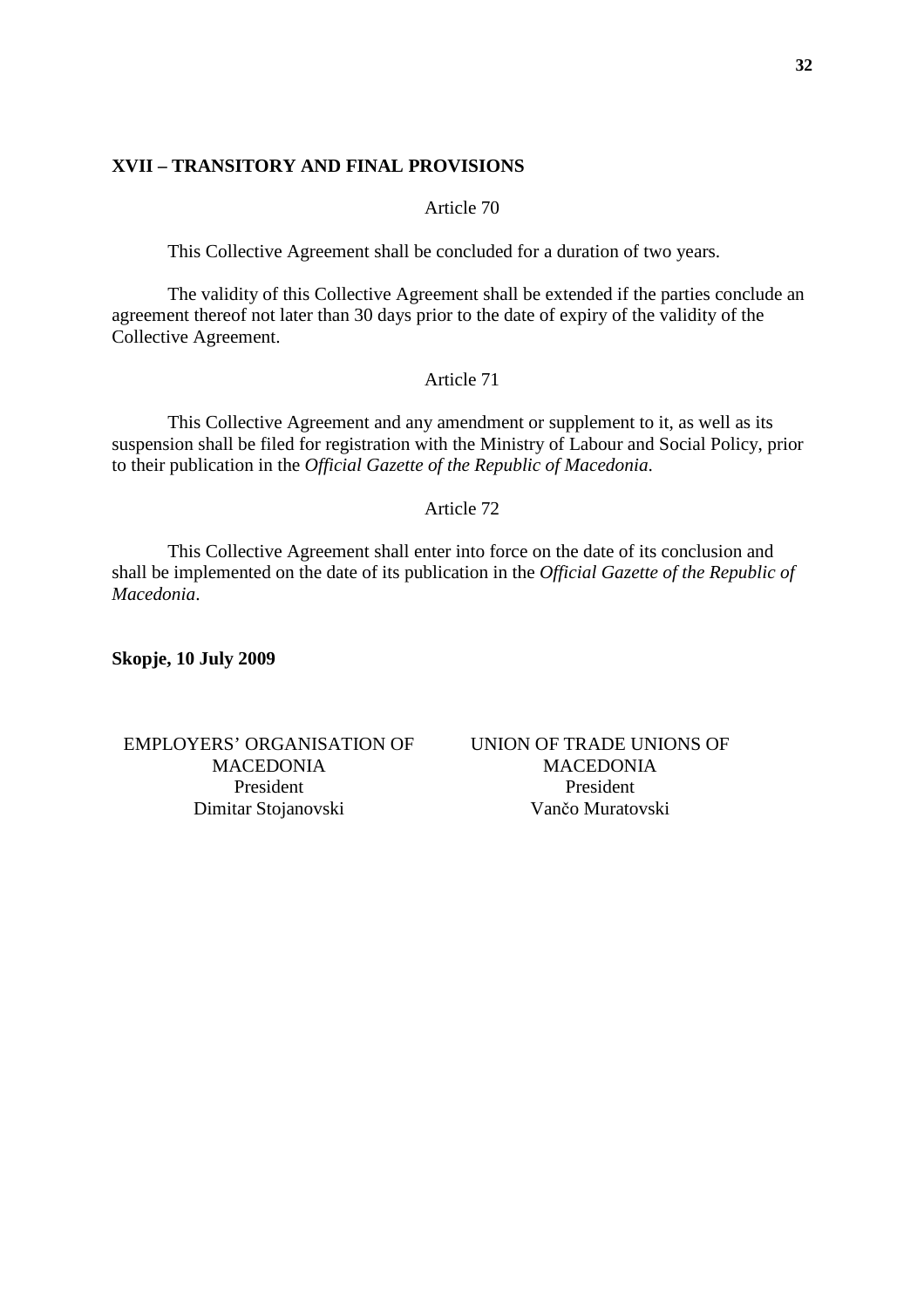## XVII – TRANSITORY AND FINAL PROVISIONS

Article 70

This Collective Agreement shall be concluded for a duration of two years.

The validity of this Collective Agreement shall be extended if the parties conclude an agreement thereof not later than 30 days prior to the date of expiry of the validity of the Collective Agreement.

Article 71

This Collective Agreement and any amendment or supplement to it, as well as its suspension shall be filed for registration with the Ministry of Labour and Social Policy, prior to their publication in the *Official Gazette of the Republic of Macedonia.*

Article 72

This Collective Agreement shall enter into force on the date of its conclusion and shall be implemented on the date of its publication in the *Official Gazette of the Republic of Macedonia*.

**Skopje, 10 July 2009**

EMPLOYERS' ORGANISATION OF MACEDONIA
President
Dimitar Stojanovski

UNION OF TRADE UNIONS OF MACEDONIA
President
Vančo Muratovski